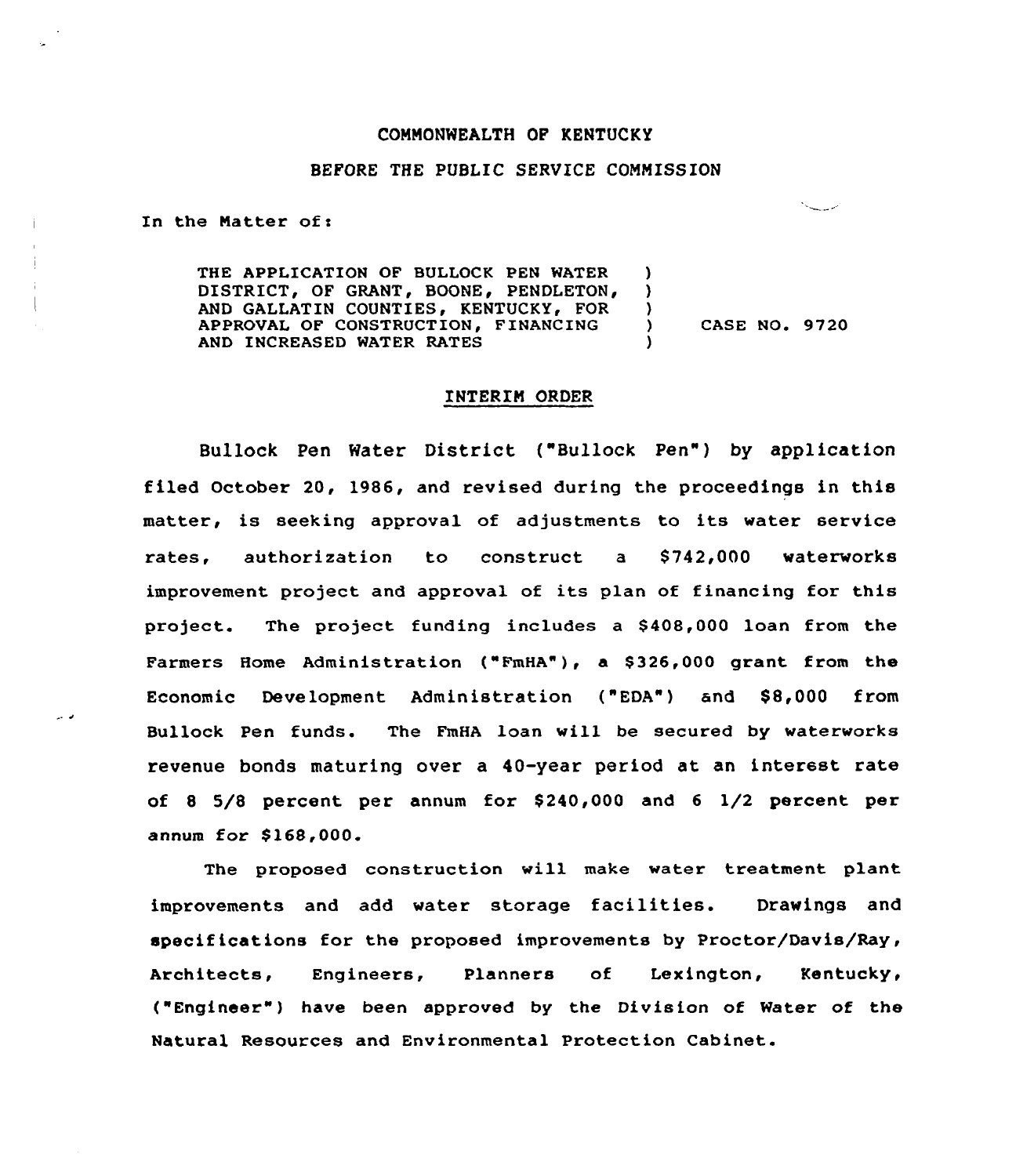COMMONWEALTH OF KENTUCKY

BEFORE THE PUBLIC SERVICE COMMISSION

In the Matter of:

THE APPLICATION OF BULLOCK PEN WATER DISTRICT, OF GRANT, BOONE, PENDLETON, AND GALLATIN COUNTIES, KENTUCKY, FOR APPROVAL OF CONSTRUCTION, FINANCING AND INCREASED WATER RATES ) CASE NO. 9720

## INTERIM ORDER

Bullock Pen Water District ("Bullock Pen") by application filed October 20, 1986, and revised during the proceedings in this matter, is seeking approval of adjustments to its water service rates, authorization to construct a $742,000 waterworks improvement project and approval of its plan of financing for this project. The project funding includes a $408,000 loan from the Farmers Home Administration ("FmHA"), a $326,000 grant from the Economic Development Administration ("EDA") and $8,000 from Bullock Pen funds. The FmHA loan will be secured by waterworks revenue bonds maturing over a 40-year period at an interest rate of 8 5/8 percent per annum for $240,000 and 6 1/2 percent per annum for $168,000.

The proposed construction will make water treatment plant improvements and add water storage facilities. Drawings and specifications for the proposed improvements by Proctor/Davis/Ray, Architects, Engineers, Planners of Lexington, Kentucky, ("Engineer") have been approved by the Division of Water of the Natural Resources and Environmental Protection Cabinet.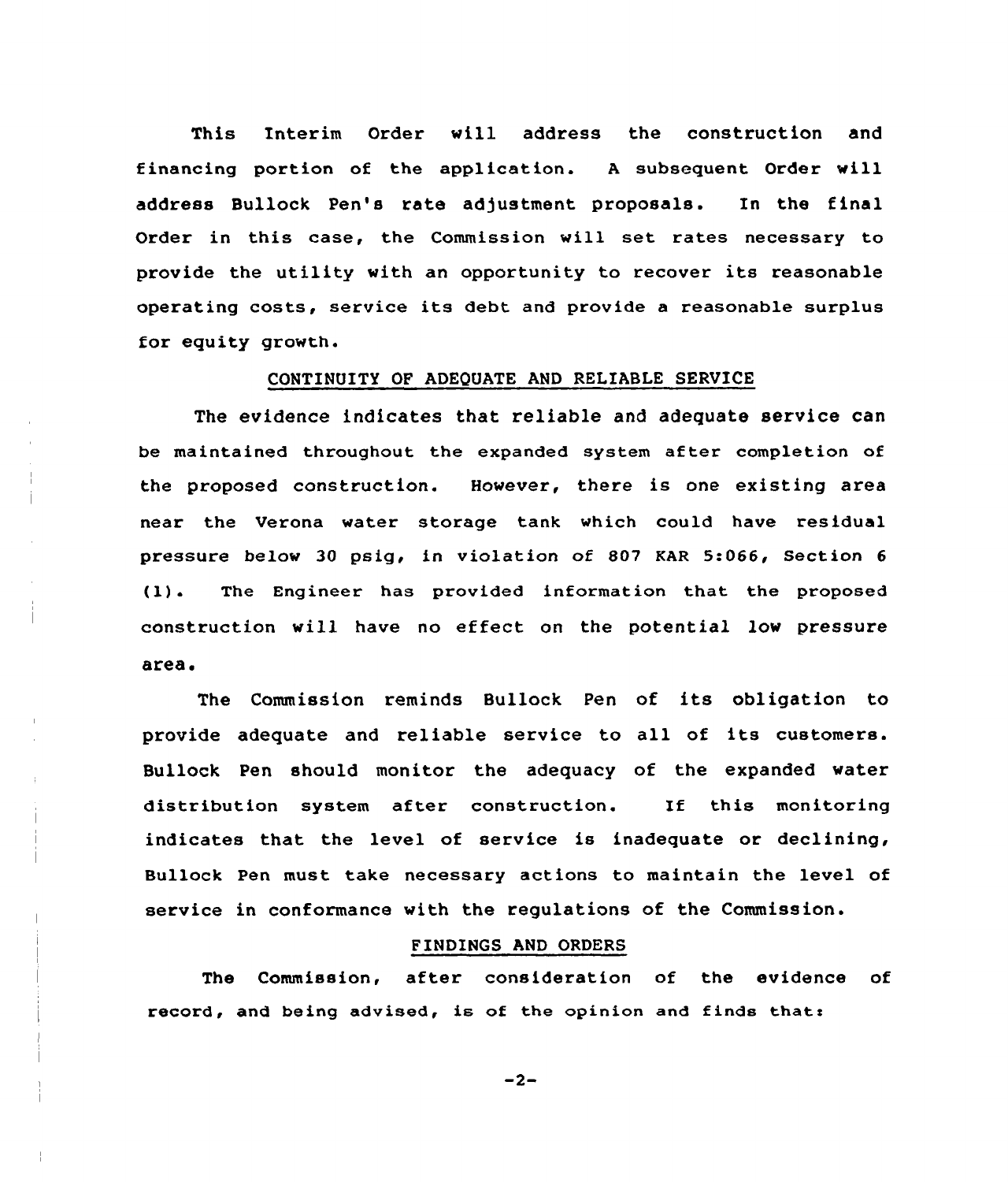This Interim Order will address the construction and financing portion of the application. A subsequent Order will address Bullock Pen's rate adjustment proposals. In the final Order in this case, the Commission will set rates necessary to provide the utility with an opportunity to recover its reasonable operating costs, service its debt and provide a reasonable surplus for equity growth.

## CONTINUITY OF ADEQUATE AND RELIABLE SERVICE

The evidence indicates that reliable and adequate service can be maintained throughout the expanded system after completion of the proposed construction. However, there is one existing area near the Verona water storage tank which could have residual pressure below 30 psig, in violation of 807 KAR 5:066, Section 6 (1). The Engineer has provided information that the proposed construction will have no effect on the potential low pressure area.

The Commission reminds Bullock Pen of its obligation to provide adequate and reliable service to all of its customers. Bullock Pen should monitor the adequacy of the expanded water distribution system after construction. If this monitoring indicates that the level of service is inadequate or declining, Bullock Pen must take necessary actions to maintain the level of service in conformance with the regulations of the Commission.

## FINDINGS AND ORDERS

The Commission, after consideration of the evidence of record, and being advised, is of the opinion and finds that: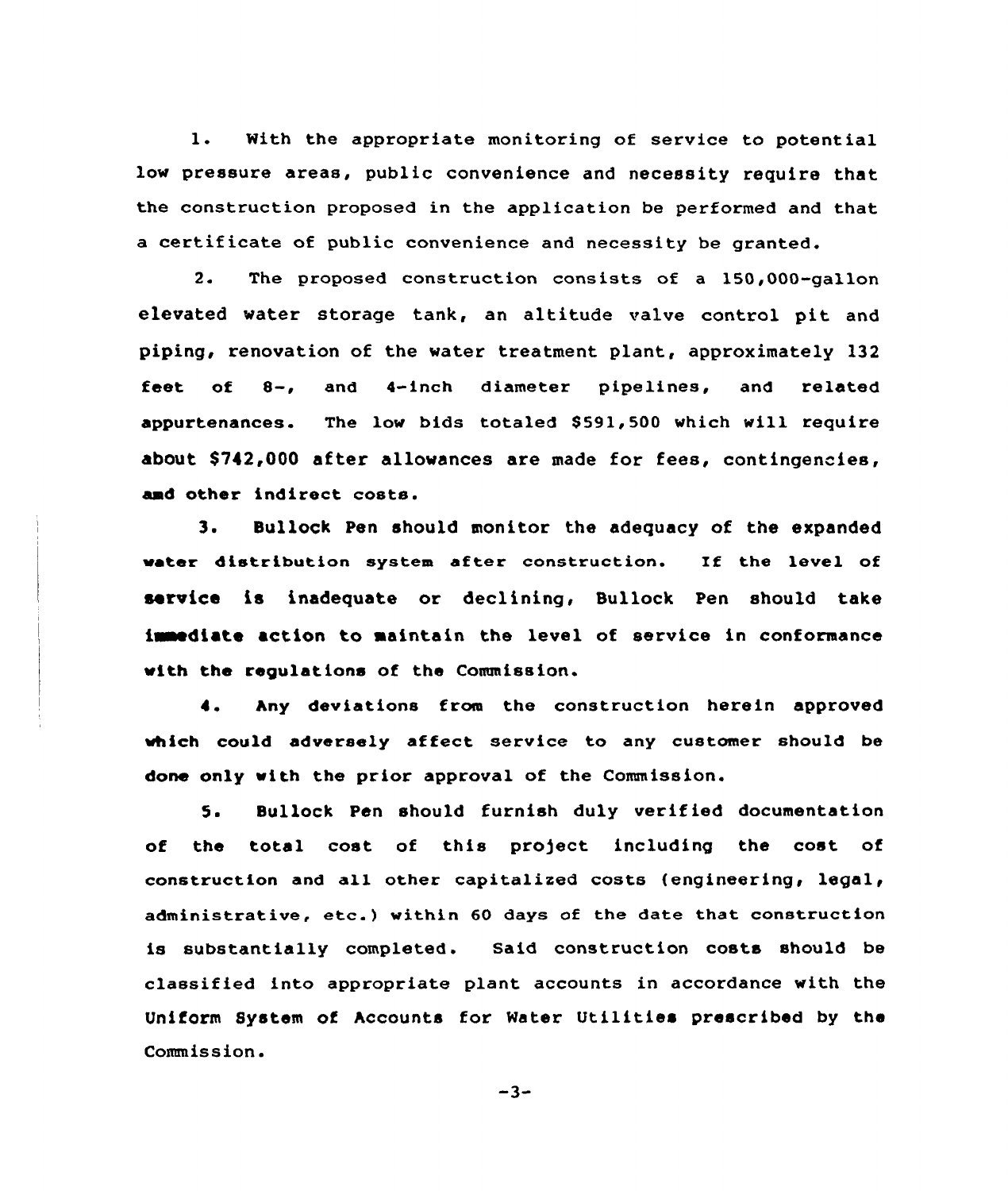1. With the appropriate monitoring of service to potential low pressure areas, public convenience and necessity require that the construction proposed in the application be performed and that a certificate of public convenience and necessity be granted.

2. The proposed construction consists of a 150,000-gallon elevated water storage tank, an altitude valve control pit and piping, renovation of the water treatment plant, approximately 132 feet of 8-, and 4-inch diameter pipelines, and related appurtenances. The low bids totaled $591,500 which will require about $742,000 after allowances are made for fees, contingencies, and other indirect costs.

3. Bullock Pen should monitor the adequacy of the expanded water distribution system after construction. If the level of service is inadequate or declining, Bullock Pen should take immediate action to maintain the level of service in conformance with the regulations of the Commission.

4. Any deviations from the construction herein approved which could adversely affect service to any customer should be done only with the prior approval of the Commission.

5. Bullock Pen should furnish duly verified documentation of the total cost of this project including the cost of construction and all other capitalized costs (engineering, legal, administrative, etc.) within 60 days of the date that construction is substantially completed. Said construction costs should be classified into appropriate plant accounts in accordance with the Uniform System of Accounts for Water Utilities prescribed by the Commission.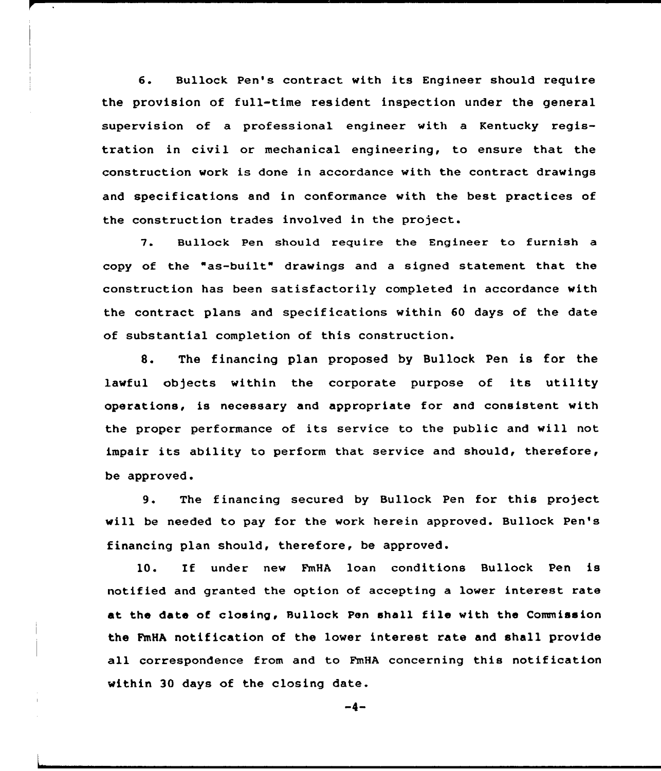6. Bullock Pen's contract with its Engineer should require the provision of full-time resident inspection under the general supervision of a professional engineer with a Kentucky registration in civil or mechanical engineering, to ensure that the construction work is done in accordance with the contract drawings and specifications and in conformance with the best practices of the construction trades involved in the project.

7. Bullock Pen should require the Engineer to furnish a copy of the "as-built" drawings and a signed statement that the construction has been satisfactorily completed in accordance with the contract plans and specifications within 60 days of the date of substantial completion of this construction.

8. The financing plan proposed by Bullock Pen is for the lawful objects within the corporate purpose of its utility operations, is necessary and appropriate for and consistent with the proper performance of its service to the public and will not impair its ability to perform that service and should, therefore, be approved.

9. The financing secured by Bullock Pen for this project will be needed to pay for the work herein approved. Bullock Pen's financing plan should, therefore, be approved.

10. If under new FmHA loan conditions Bullock Pen is notified and granted the option of accepting a lower interest rate at the date of closing, Bullock Pen shall file with the Commission the FmHA notification of the lower interest rate and shall provide all correspondence from and to FmHA concerning this notification within 30 days of the closing date.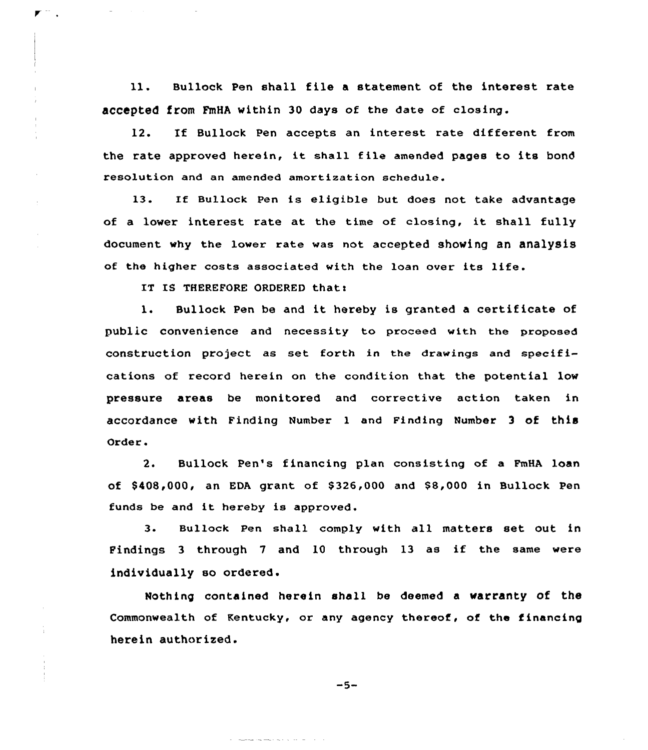11. Bullock Pen shall file a statement of the interest rate accepted from FmHA within 30 days of the date of closing.

12. If Bullock Pen accepts an interest rate different from the rate approved herein, it shall file amended pages to its bond resolution and an amended amortization schedule.

13. If Bullock Pen is eligible but does not take advantage of a lower interest rate at the time of closing, it shall fully document why the lower rate was not accepted showing an analysis of the higher costs associated with the loan over its life.

IT IS THEREFORE ORDERED that:

1. Bullock Pen be and it hereby is granted a certificate of public convenience and necessity to proceed with the proposed construction project as set forth in the drawings and specifications of record herein on the condition that the potential low pressure areas be monitored and corrective action taken in accordance with Finding Number 1 and Finding Number 3 of this Order.

2. Bullock Pen's financing plan consisting of a FmHA loan of $408,000, an EDA grant of $326,000 and $8,000 in Bullock Pen funds be and it hereby is approved.

3. Bullock Pen shall comply with all matters set out in Findings 3 through 7 and 10 through 13 as if the same were individually so ordered.

Nothing contained herein shall be deemed a warranty of the Commonwealth of Kentucky, or any agency thereof, of the financing herein authorized.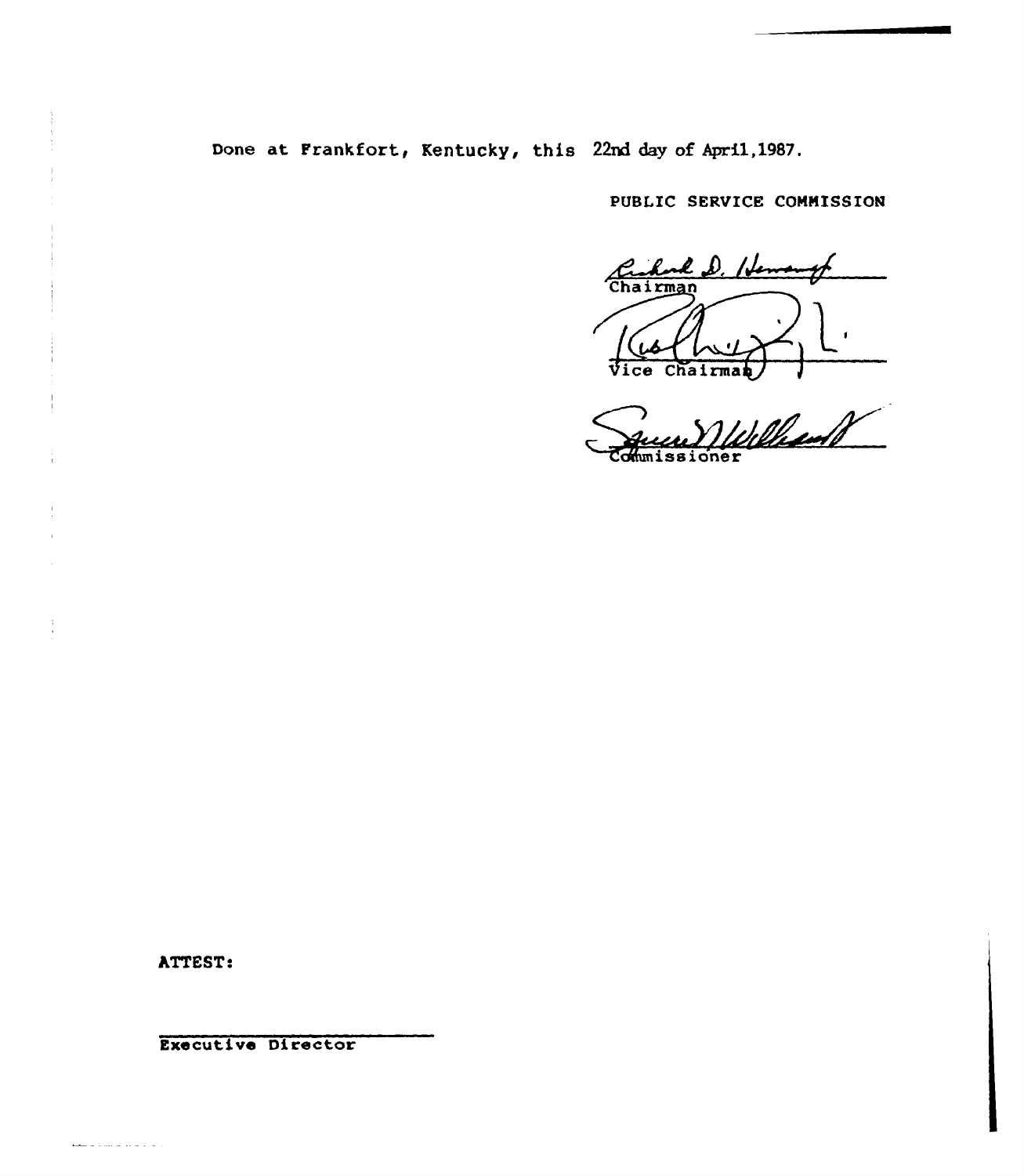Done at Frankfort, Kentucky, this 22nd day of April, 1987.

PUBLIC SERVICE COMMISSION

Chairman

Vice Chairman

Commissioner

ATTEST:

Executive Director